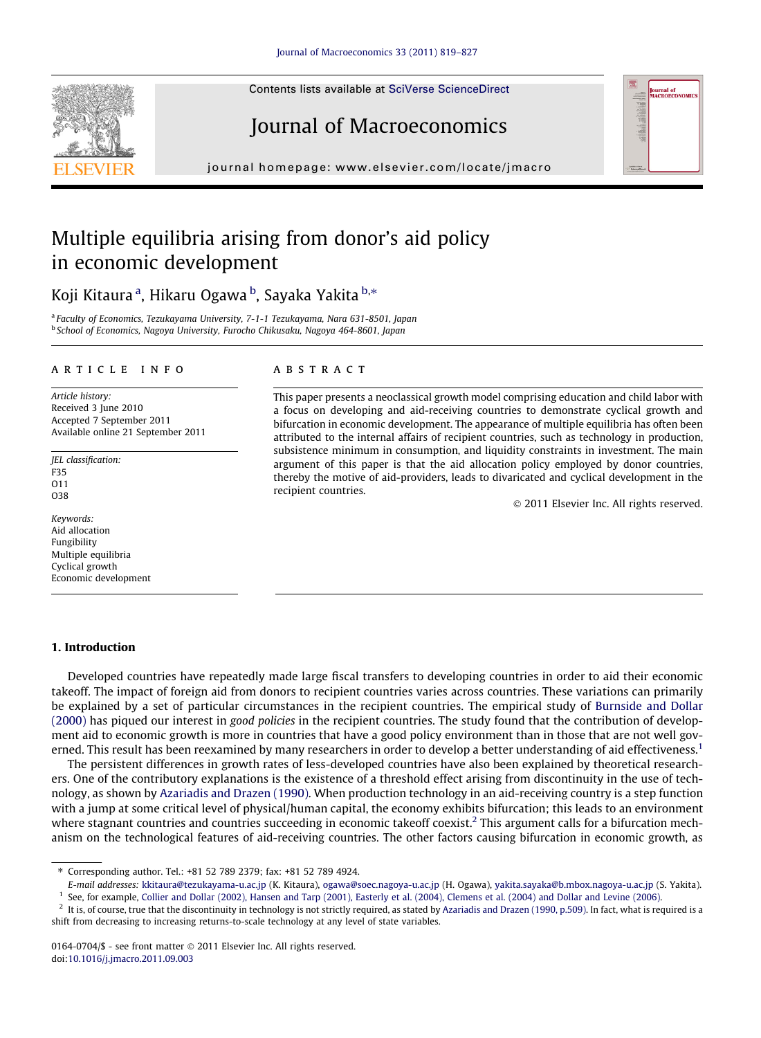Contents lists available at SciVerse ScienceDirect

# Journal of Macroeconomics

journal homepage: www.elsevier.com/locate/jmacro

# Multiple equilibria arising from donor's aid policy in economic development

Koji Kitaura [a], Hikaru Ogawa [b], Sayaka Yakita [b,*]

[a] Faculty of Economics, Tezukayama University, 7-1-1 Tezukayama, Nara 631-8501, Japan
[b] School of Economics, Nagoya University, Furocho Chikusaku, Nagoya 464-8601, Japan

## ARTICLE INFO

*Article history:*
Received 3 June 2010
Accepted 7 September 2011
Available online 21 September 2011

*JEL classification:*
F35
O11
O38

*Keywords:*
Aid allocation
Fungibility
Multiple equilibria
Cyclical growth
Economic development

## ABSTRACT

This paper presents a neoclassical growth model comprising education and child labor with a focus on developing and aid-receiving countries to demonstrate cyclical growth and bifurcation in economic development. The appearance of multiple equilibria has often been attributed to the internal affairs of recipient countries, such as technology in production, subsistence minimum in consumption, and liquidity constraints in investment. The main argument of this paper is that the aid allocation policy employed by donor countries, thereby the motive of aid-providers, leads to divaricated and cyclical development in the recipient countries.

© 2011 Elsevier Inc. All rights reserved.

## 1. Introduction

Developed countries have repeatedly made large fiscal transfers to developing countries in order to aid their economic takeoff. The impact of foreign aid from donors to recipient countries varies across countries. These variations can primarily be explained by a set of particular circumstances in the recipient countries. The empirical study of Burnside and Dollar (2000) has piqued our interest in *good policies* in the recipient countries. The study found that the contribution of development aid to economic growth is more in countries that have a good policy environment than in those that are not well governed. This result has been reexamined by many researchers in order to develop a better understanding of aid effectiveness.[1]

The persistent differences in growth rates of less-developed countries have also been explained by theoretical researchers. One of the contributory explanations is the existence of a threshold effect arising from discontinuity in the use of technology, as shown by Azariadis and Drazen (1990). When production technology in an aid-receiving country is a step function with a jump at some critical level of physical/human capital, the economy exhibits bifurcation; this leads to an environment where stagnant countries and countries succeeding in economic takeoff coexist.[2] This argument calls for a bifurcation mechanism on the technological features of aid-receiving countries. The other factors causing bifurcation in economic growth, as

---

* Corresponding author. Tel.: +81 52 789 2379; fax: +81 52 789 4924.
*E-mail addresses:* kkitaura@tezukayama-u.ac.jp (K. Kitaura), ogawa@soec.nagoya-u.ac.jp (H. Ogawa), yakita.sayaka@b.mbox.nagoya-u.ac.jp (S. Yakita).

[1] See, for example, Collier and Dollar (2002), Hansen and Tarp (2001), Easterly et al. (2004), Clemens et al. (2004) and Dollar and Levine (2006).

[2] It is, of course, true that the discontinuity in technology is not strictly required, as stated by Azariadis and Drazen (1990, p.509). In fact, what is required is a shift from decreasing to increasing returns-to-scale technology at any level of state variables.

0164-0704/$ - see front matter © 2011 Elsevier Inc. All rights reserved.
doi:10.1016/j.jmacro.2011.09.003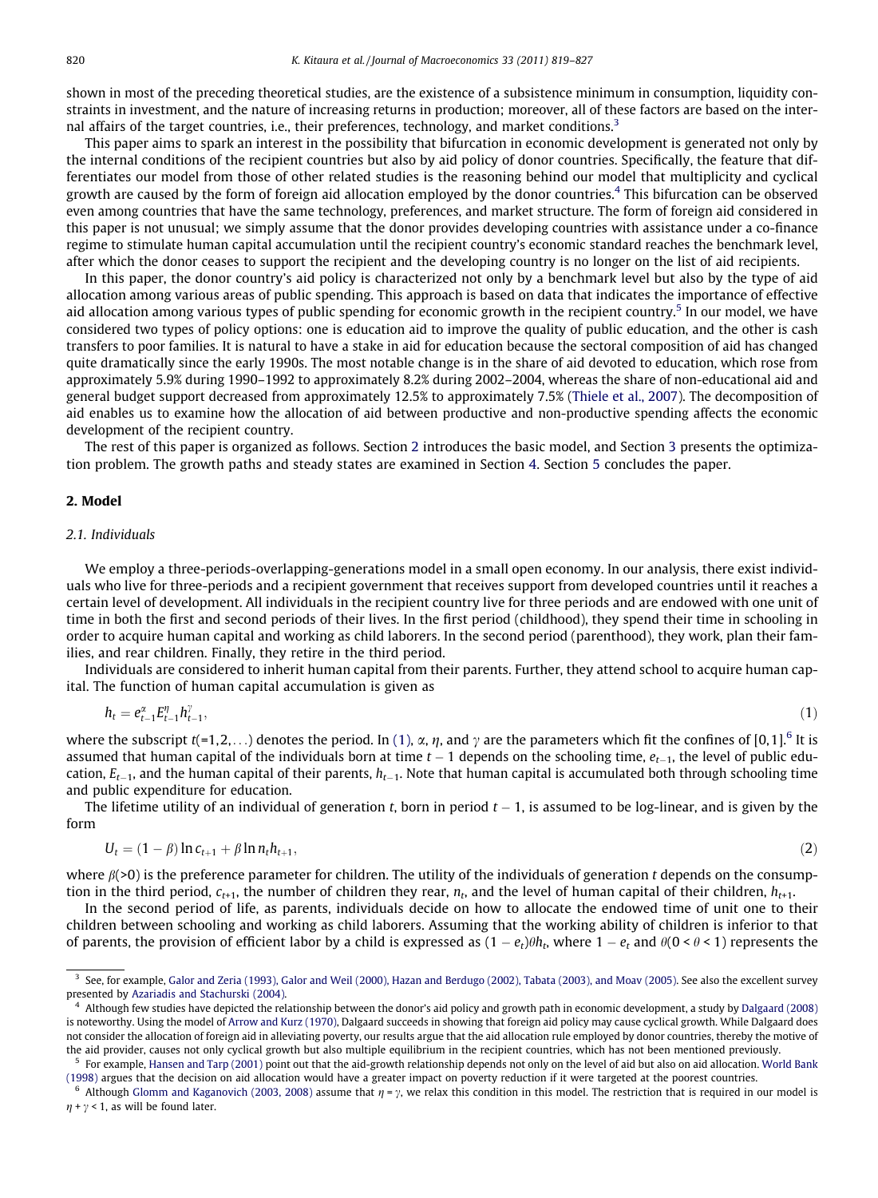shown in most of the preceding theoretical studies, are the existence of a subsistence minimum in consumption, liquidity constraints in investment, and the nature of increasing returns in production; moreover, all of these factors are based on the internal affairs of the target countries, i.e., their preferences, technology, and market conditions.[3]

This paper aims to spark an interest in the possibility that bifurcation in economic development is generated not only by the internal conditions of the recipient countries but also by aid policy of donor countries. Specifically, the feature that differentiates our model from those of other related studies is the reasoning behind our model that multiplicity and cyclical growth are caused by the form of foreign aid allocation employed by the donor countries.[4] This bifurcation can be observed even among countries that have the same technology, preferences, and market structure. The form of foreign aid considered in this paper is not unusual; we simply assume that the donor provides developing countries with assistance under a co-finance regime to stimulate human capital accumulation until the recipient country's economic standard reaches the benchmark level, after which the donor ceases to support the recipient and the developing country is no longer on the list of aid recipients.

In this paper, the donor country's aid policy is characterized not only by a benchmark level but also by the type of aid allocation among various areas of public spending. This approach is based on data that indicates the importance of effective aid allocation among various types of public spending for economic growth in the recipient country.[5] In our model, we have considered two types of policy options: one is education aid to improve the quality of public education, and the other is cash transfers to poor families. It is natural to have a stake in aid for education because the sectoral composition of aid has changed quite dramatically since the early 1990s. The most notable change is in the share of aid devoted to education, which rose from approximately 5.9% during 1990–1992 to approximately 8.2% during 2002–2004, whereas the share of non-educational aid and general budget support decreased from approximately 12.5% to approximately 7.5% (Thiele et al., 2007). The decomposition of aid enables us to examine how the allocation of aid between productive and non-productive spending affects the economic development of the recipient country.

The rest of this paper is organized as follows. Section 2 introduces the basic model, and Section 3 presents the optimization problem. The growth paths and steady states are examined in Section 4. Section 5 concludes the paper.

## 2. Model

### 2.1. Individuals

We employ a three-periods-overlapping-generations model in a small open economy. In our analysis, there exist individuals who live for three-periods and a recipient government that receives support from developed countries until it reaches a certain level of development. All individuals in the recipient country live for three periods and are endowed with one unit of time in both the first and second periods of their lives. In the first period (childhood), they spend their time in schooling in order to acquire human capital and working as child laborers. In the second period (parenthood), they work, plan their families, and rear children. Finally, they retire in the third period.

Individuals are considered to inherit human capital from their parents. Further, they attend school to acquire human capital. The function of human capital accumulation is given as

$$h_t = e_{t-1}^{\alpha} E_{t-1}^{\eta} h_{t-1}^{\gamma}, \tag{1}$$

where the subscript $t(=1,2,\ldots)$ denotes the period. In (1), $\alpha$, $\eta$, and $\gamma$ are the parameters which fit the confines of $[0,1]$.[6] It is assumed that human capital of the individuals born at time $t-1$ depends on the schooling time, $e_{t-1}$, the level of public education, $E_{t-1}$, and the human capital of their parents, $h_{t-1}$. Note that human capital is accumulated both through schooling time and public expenditure for education.

The lifetime utility of an individual of generation $t$, born in period $t-1$, is assumed to be log-linear, and is given by the form

$$U_t = (1-\beta)\ln c_{t+1} + \beta \ln n_t h_{t+1}, \tag{2}$$

where $\beta(>0)$ is the preference parameter for children. The utility of the individuals of generation $t$ depends on the consumption in the third period, $c_{t+1}$, the number of children they rear, $n_t$, and the level of human capital of their children, $h_{t+1}$.

In the second period of life, as parents, individuals decide on how to allocate the endowed time of unit one to their children between schooling and working as child laborers. Assuming that the working ability of children is inferior to that of parents, the provision of efficient labor by a child is expressed as $(1-e_t)\theta h_t$, where $1-e_t$ and $\theta(0<\theta<1)$ represents the

---

[3] See, for example, Galor and Zeria (1993), Galor and Weil (2000), Hazan and Berdugo (2002), Tabata (2003), and Moav (2005). See also the excellent survey presented by Azariadis and Stachurski (2004).

[4] Although few studies have depicted the relationship between the donor's aid policy and growth path in economic development, a study by Dalgaard (2008) is noteworthy. Using the model of Arrow and Kurz (1970), Dalgaard succeeds in showing that foreign aid policy may cause cyclical growth. While Dalgaard does not consider the allocation of foreign aid in alleviating poverty, our results argue that the aid allocation rule employed by donor countries, thereby the motive of the aid provider, causes not only cyclical growth but also multiple equilibrium in the recipient countries, which has not been mentioned previously.

[5] For example, Hansen and Tarp (2001) point out that the aid-growth relationship depends not only on the level of aid but also on aid allocation. World Bank (1998) argues that the decision on aid allocation would have a greater impact on poverty reduction if it were targeted at the poorest countries.

[6] Although Glomm and Kaganovich (2003, 2008) assume that $\eta = \gamma$, we relax this condition in this model. The restriction that is required in our model is $\eta + \gamma < 1$, as will be found later.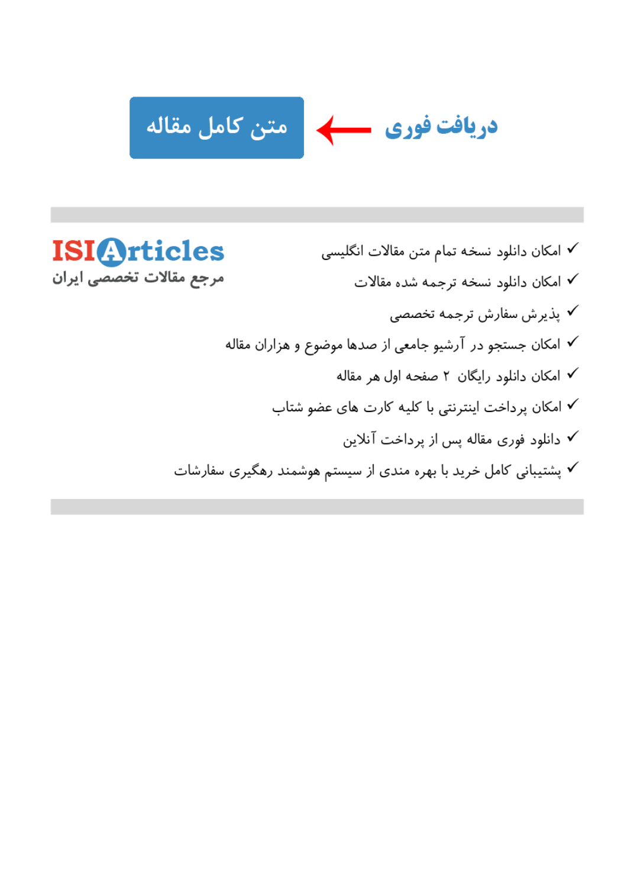دریافت فوری ← متن کامل مقاله

ISIArticles
مرجع مقالات تخصصی ایران

- ✓ امکان دانلود نسخه تمام متن مقالات انگلیسی
- ✓ امکان دانلود نسخه ترجمه شده مقالات
- ✓ پذیرش سفارش ترجمه تخصصی
- ✓ امکان جستجو در آرشیو جامعی از صدها موضوع و هزاران مقاله
- ✓ امکان دانلود رایگان ۲ صفحه اول هر مقاله
- ✓ امکان پرداخت اینترنتی با کلیه کارت های عضو شتاب
- ✓ دانلود فوری مقاله پس از پرداخت آنلاین
- ✓ پشتیبانی کامل خرید با بهره مندی از سیستم هوشمند رهگیری سفارشات